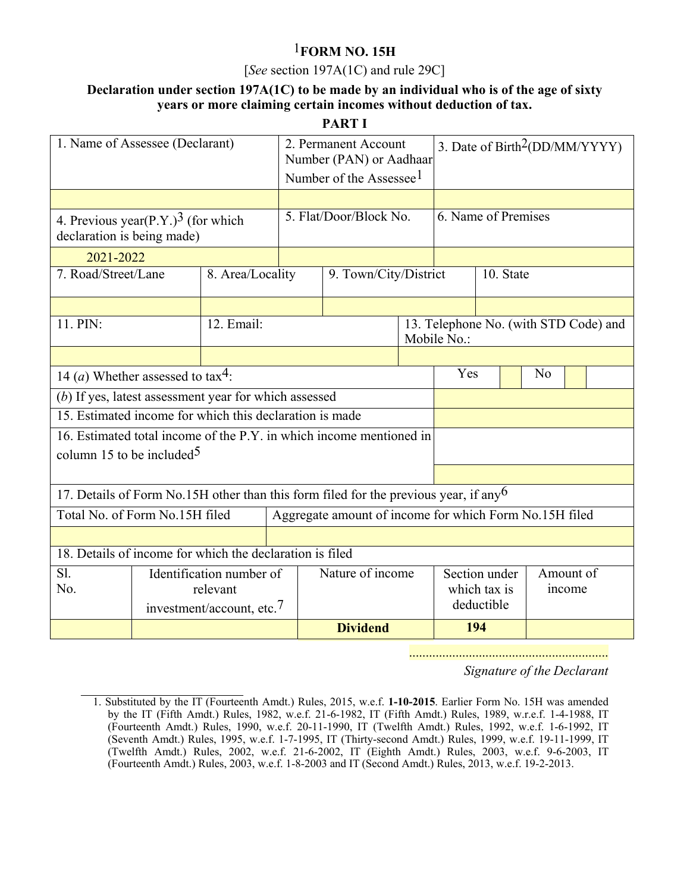# [1]FORM NO. 15H

[*See* section 197A(1C) and rule 29C]

**Declaration under section 197A(1C) to be made by an individual who is of the age of sixty years or more claiming certain incomes without deduction of tax.**

## PART I

| 1. Name of Assessee (Declarant) | 2. Permanent Account Number (PAN) or Aadhaar Number of the Assessee[1] | 3. Date of Birth[2](DD/MM/YYYY) |
|---|---|---|
| | | |
| 4. Previous year(P.Y.)[3] (for which declaration is being made) | 5. Flat/Door/Block No. | 6. Name of Premises |
| 2021-2022 | | |

| 7. Road/Street/Lane | 8. Area/Locality | 9. Town/City/District | 10. State |
|---|---|---|---|
| | | | |

| 11. PIN: | 12. Email: | 13. Telephone No. (with STD Code) and Mobile No.: |
|---|---|---|
| | | |

| 14 (*a*) Whether assessed to tax[4]: | Yes ☐ No ☐ |
|---|---|
| (*b*) If yes, latest assessment year for which assessed | |
| 15. Estimated income for which this declaration is made | |
| 16. Estimated total income of the P.Y. in which income mentioned in column 15 to be included[5] | |

17. Details of Form No.15H other than this form filed for the previous year, if any[6]

| Total No. of Form No.15H filed | Aggregate amount of income for which Form No.15H filed |
|---|---|
| | |

18. Details of income for which the declaration is filed

| Sl. No. | Identification number of relevant investment/account, etc.[7] | Nature of income | Section under which tax is deductible | Amount of income |
|---|---|---|---|---|
| | | **Dividend** | **194** | |

..............................................................

*Signature of the Declarant*

---

1. Substituted by the IT (Fourteenth Amdt.) Rules, 2015, w.e.f. **1-10-2015**. Earlier Form No. 15H was amended by the IT (Fifth Amdt.) Rules, 1982, w.e.f. 21-6-1982, IT (Fifth Amdt.) Rules, 1989, w.r.e.f. 1-4-1988, IT (Fourteenth Amdt.) Rules, 1990, w.e.f. 20-11-1990, IT (Twelfth Amdt.) Rules, 1992, w.e.f. 1-6-1992, IT (Seventh Amdt.) Rules, 1995, w.e.f. 1-7-1995, IT (Thirty-second Amdt.) Rules, 1999, w.e.f. 19-11-1999, IT (Twelfth Amdt.) Rules, 2002, w.e.f. 21-6-2002, IT (Eighth Amdt.) Rules, 2003, w.e.f. 9-6-2003, IT (Fourteenth Amdt.) Rules, 2003, w.e.f. 1-8-2003 and IT (Second Amdt.) Rules, 2013, w.e.f. 19-2-2013.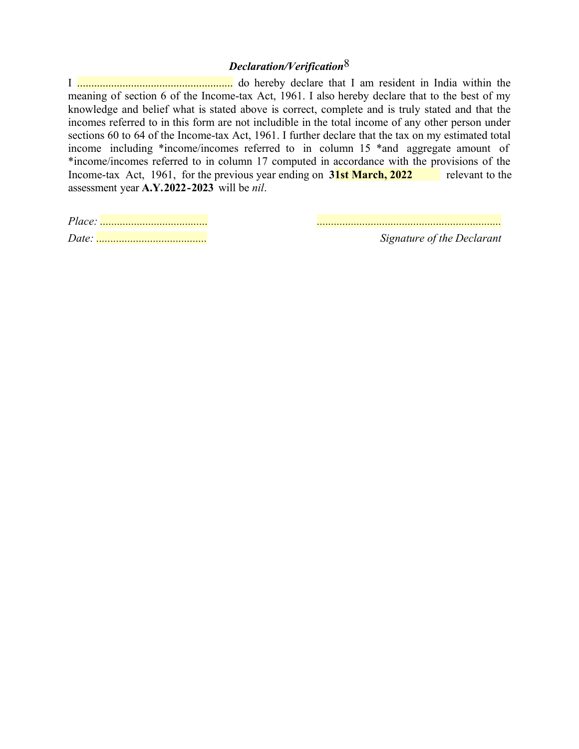### ***Declaration/Verification***[8]

I ....................................................... do hereby declare that I am resident in India within the meaning of section 6 of the Income-tax Act, 1961. I also hereby declare that to the best of my knowledge and belief what is stated above is correct, complete and is truly stated and that the incomes referred to in this form are not includible in the total income of any other person under sections 60 to 64 of the Income-tax Act, 1961. I further declare that the tax on my estimated total income including *income/incomes referred to in column 15 *and aggregate amount of *income/incomes referred to in column 17 computed in accordance with the provisions of the Income-tax Act, 1961, for the previous year ending on **31st March, 2022** relevant to the assessment year **A.Y.2022-2023** will be *nil*.

*Place:* ......................................

*Date:* .......................................

................................................................

*Signature of the Declarant*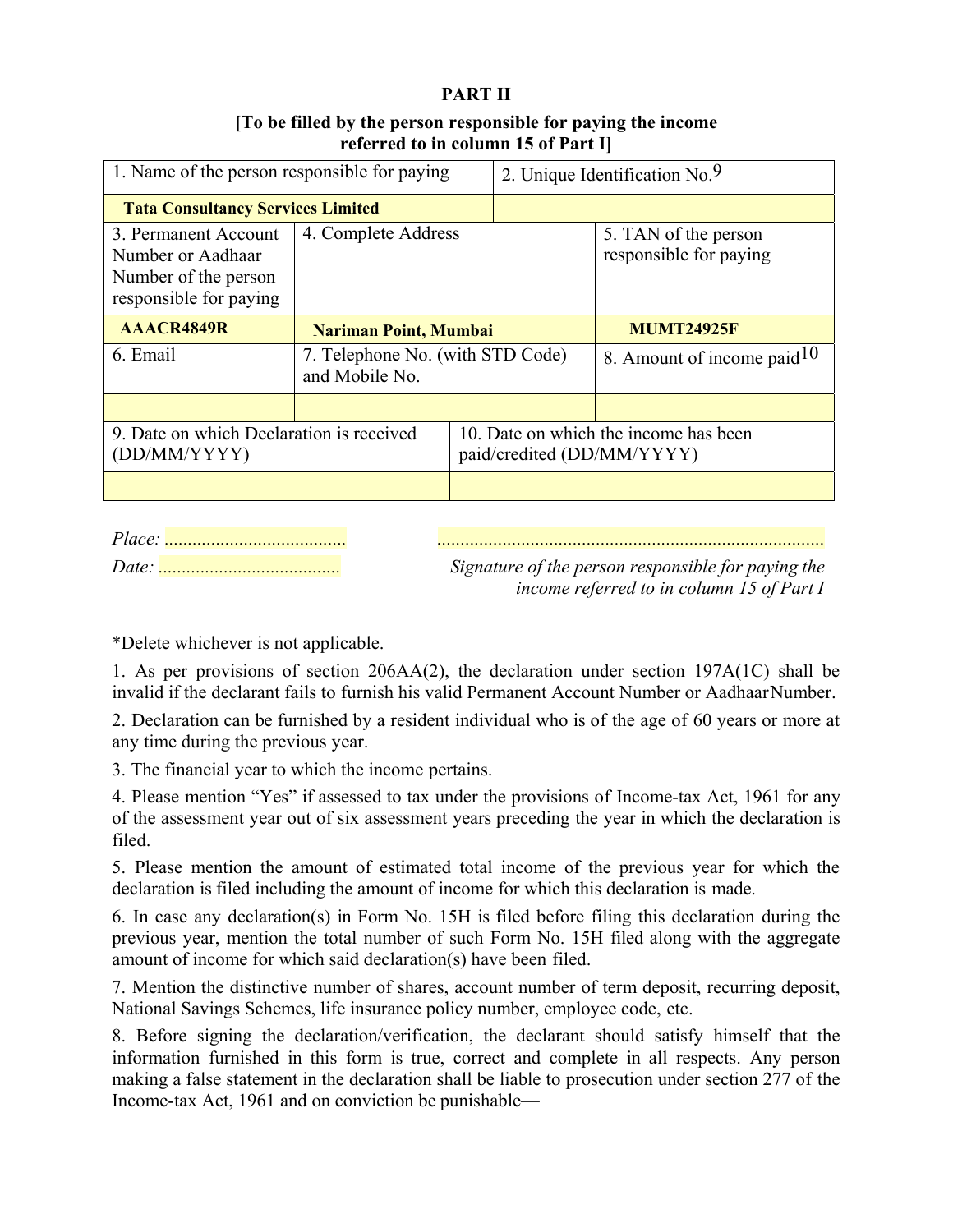**PART II**

**[To be filled by the person responsible for paying the income referred to in column 15 of Part I]**

| 1. Name of the person responsible for paying | | 2. Unique Identification No.[9] |
|---|---|---|
| **Tata Consultancy Services Limited** | | |
| 3. Permanent Account Number or Aadhaar Number of the person responsible for paying | 4. Complete Address | 5. TAN of the person responsible for paying |
| **AAACR4849R** | **Nariman Point, Mumbai** | **MUMT24925F** |
| 6. Email | 7. Telephone No. (with STD Code) and Mobile No. | 8. Amount of income paid[10] |
| | | |
| 9. Date on which Declaration is received (DD/MM/YYYY) | 10. Date on which the income has been paid/credited (DD/MM/YYYY) | |
| | | |

*Place:* .......................................

*Date:* .......................................

..................................................................................

*Signature of the person responsible for paying the income referred to in column 15 of Part I*

*Delete whichever is not applicable.

1. As per provisions of section 206AA(2), the declaration under section 197A(1C) shall be invalid if the declarant fails to furnish his valid Permanent Account Number or Aadhaar Number.

2. Declaration can be furnished by a resident individual who is of the age of 60 years or more at any time during the previous year.

3. The financial year to which the income pertains.

4. Please mention "Yes" if assessed to tax under the provisions of Income-tax Act, 1961 for any of the assessment year out of six assessment years preceding the year in which the declaration is filed.

5. Please mention the amount of estimated total income of the previous year for which the declaration is filed including the amount of income for which this declaration is made.

6. In case any declaration(s) in Form No. 15H is filed before filing this declaration during the previous year, mention the total number of such Form No. 15H filed along with the aggregate amount of income for which said declaration(s) have been filed.

7. Mention the distinctive number of shares, account number of term deposit, recurring deposit, National Savings Schemes, life insurance policy number, employee code, etc.

8. Before signing the declaration/verification, the declarant should satisfy himself that the information furnished in this form is true, correct and complete in all respects. Any person making a false statement in the declaration shall be liable to prosecution under section 277 of the Income-tax Act, 1961 and on conviction be punishable—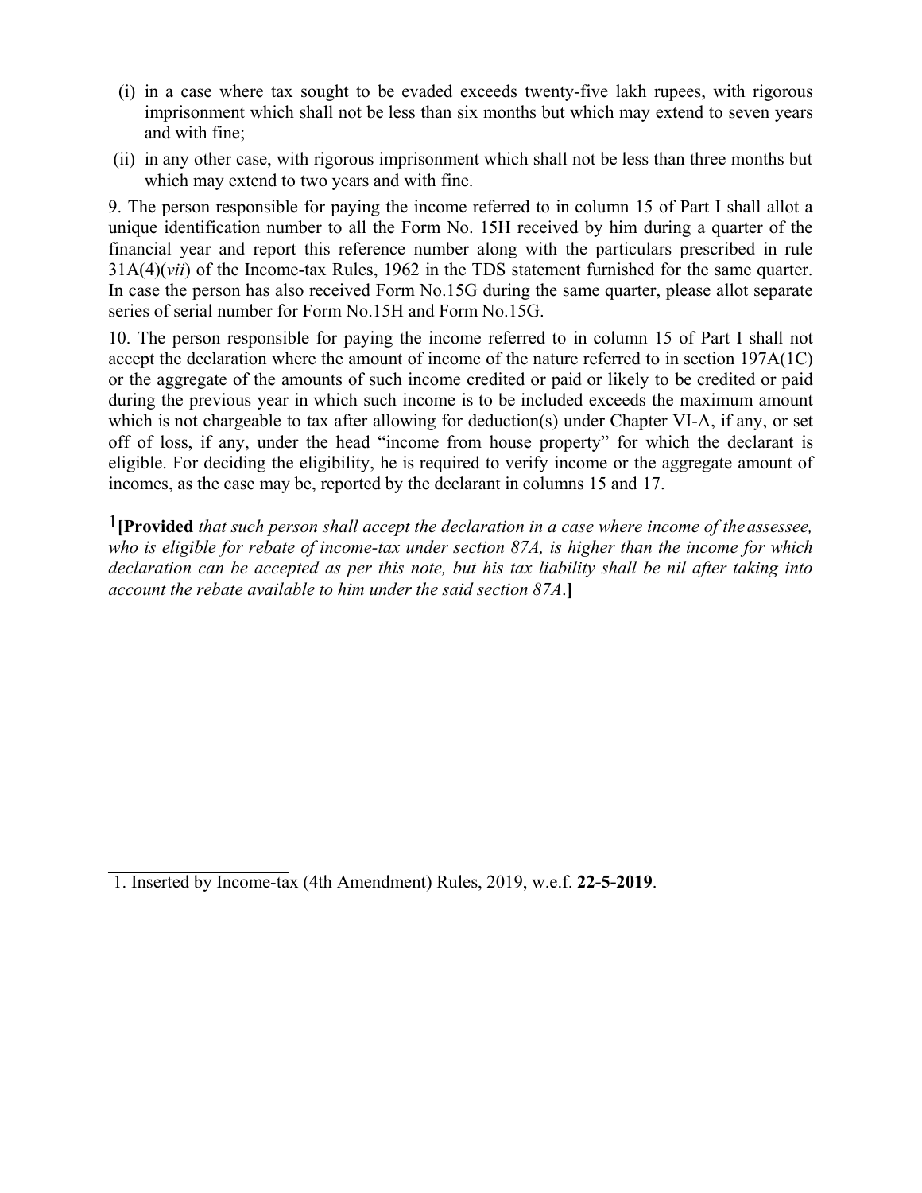(i) in a case where tax sought to be evaded exceeds twenty-five lakh rupees, with rigorous imprisonment which shall not be less than six months but which may extend to seven years and with fine;

(ii) in any other case, with rigorous imprisonment which shall not be less than three months but which may extend to two years and with fine.

9. The person responsible for paying the income referred to in column 15 of Part I shall allot a unique identification number to all the Form No. 15H received by him during a quarter of the financial year and report this reference number along with the particulars prescribed in rule 31A(4)(*vii*) of the Income-tax Rules, 1962 in the TDS statement furnished for the same quarter. In case the person has also received Form No.15G during the same quarter, please allot separate series of serial number for Form No.15H and Form No.15G.

10. The person responsible for paying the income referred to in column 15 of Part I shall not accept the declaration where the amount of income of the nature referred to in section 197A(1C) or the aggregate of the amounts of such income credited or paid or likely to be credited or paid during the previous year in which such income is to be included exceeds the maximum amount which is not chargeable to tax after allowing for deduction(s) under Chapter VI-A, if any, or set off of loss, if any, under the head "income from house property" for which the declarant is eligible. For deciding the eligibility, he is required to verify income or the aggregate amount of incomes, as the case may be, reported by the declarant in columns 15 and 17.

[1][**Provided** *that such person shall accept the declaration in a case where income of the assessee, who is eligible for rebate of income-tax under section 87A, is higher than the income for which declaration can be accepted as per this note, but his tax liability shall be nil after taking into account the rebate available to him under the said section 87A*.]

---

1. Inserted by Income-tax (4th Amendment) Rules, 2019, w.e.f. **22-5-2019**.